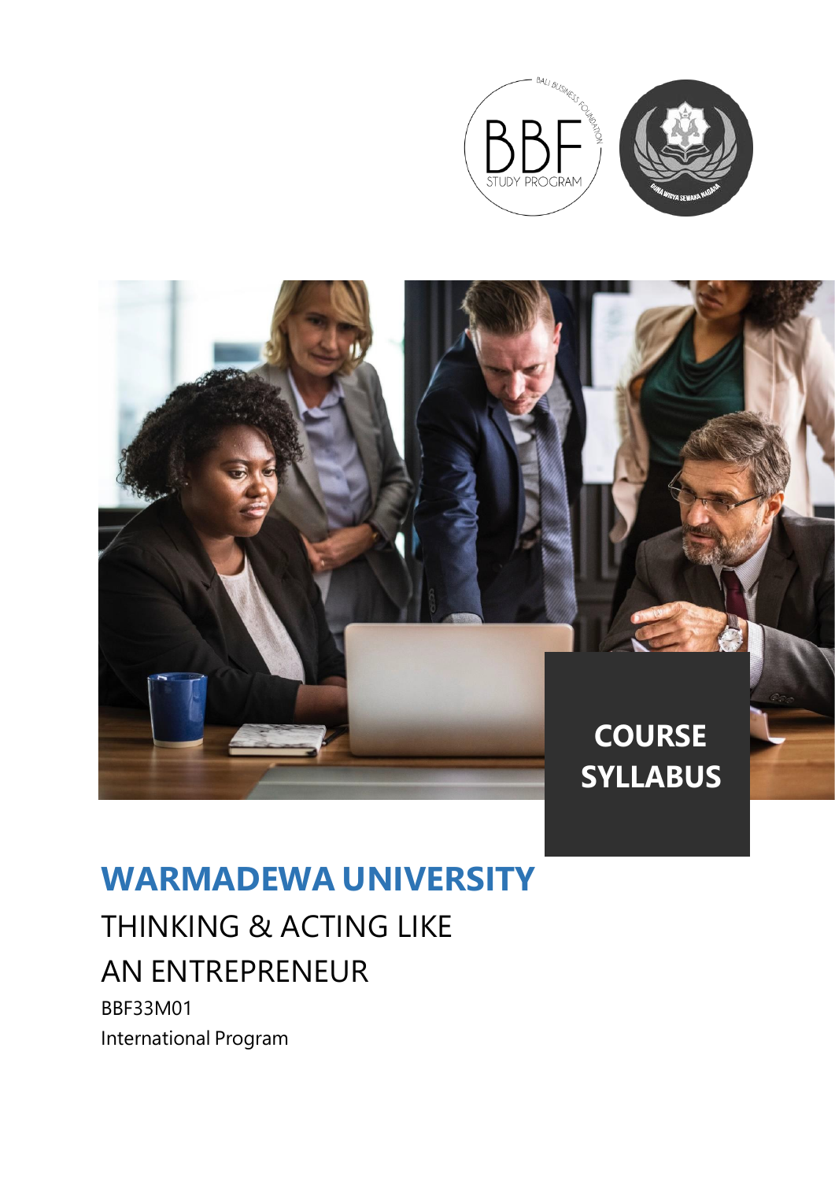COURSE SYLLABUS

# WARMADEWA UNIVERSITY

## THINKING & ACTING LIKE AN ENTREPRENEUR

BBF33M01

International Program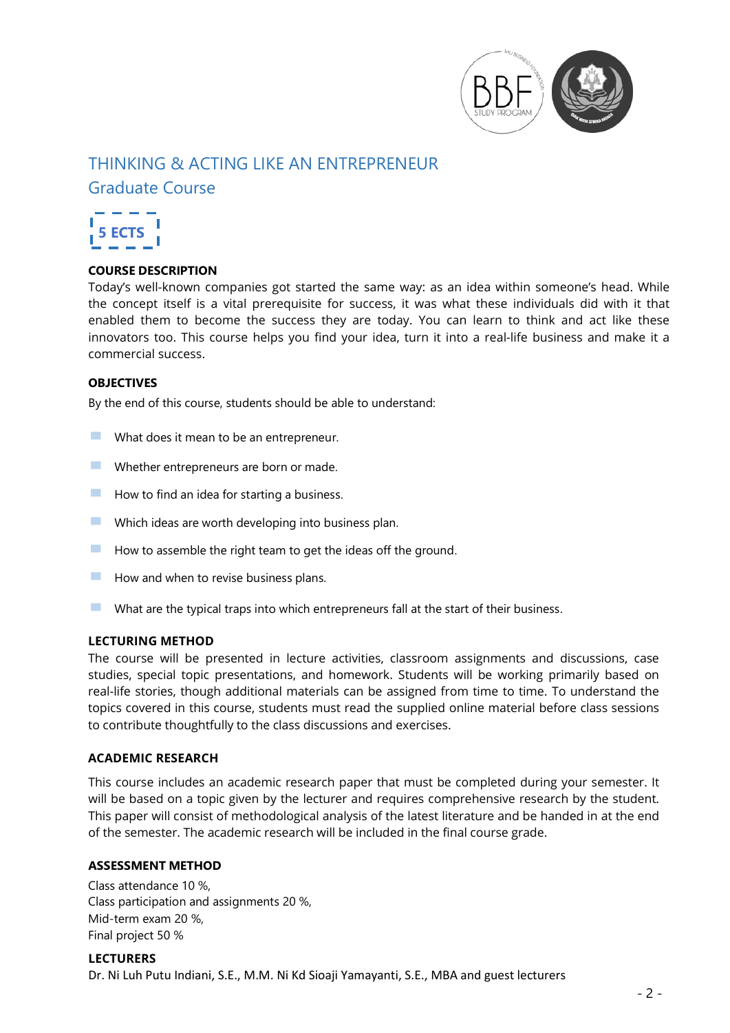# THINKING & ACTING LIKE AN ENTREPRENEUR

## Graduate Course

**5 ECTS**

**COURSE DESCRIPTION**

Today's well-known companies got started the same way: as an idea within someone's head. While the concept itself is a vital prerequisite for success, it was what these individuals did with it that enabled them to become the success they are today. You can learn to think and act like these innovators too. This course helps you find your idea, turn it into a real-life business and make it a commercial success.

**OBJECTIVES**

By the end of this course, students should be able to understand:

- What does it mean to be an entrepreneur.
- Whether entrepreneurs are born or made.
- How to find an idea for starting a business.
- Which ideas are worth developing into business plan.
- How to assemble the right team to get the ideas off the ground.
- How and when to revise business plans.
- What are the typical traps into which entrepreneurs fall at the start of their business.

**LECTURING METHOD**

The course will be presented in lecture activities, classroom assignments and discussions, case studies, special topic presentations, and homework. Students will be working primarily based on real-life stories, though additional materials can be assigned from time to time. To understand the topics covered in this course, students must read the supplied online material before class sessions to contribute thoughtfully to the class discussions and exercises.

**ACADEMIC RESEARCH**

This course includes an academic research paper that must be completed during your semester. It will be based on a topic given by the lecturer and requires comprehensive research by the student. This paper will consist of methodological analysis of the latest literature and be handed in at the end of the semester. The academic research will be included in the final course grade.

**ASSESSMENT METHOD**

Class attendance 10 %,
Class participation and assignments 20 %,
Mid-term exam 20 %,
Final project 50 %

**LECTURERS**

Dr. Ni Luh Putu Indiani, S.E., M.M. Ni Kd Sioaji Yamayanti, S.E., MBA and guest lecturers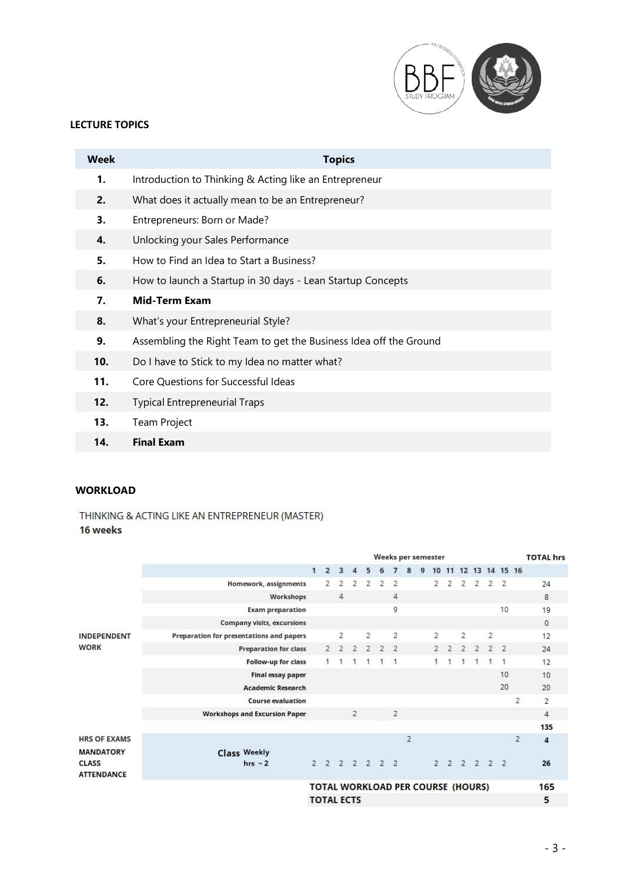**LECTURE TOPICS**

| Week | Topics |
|---|---|
| 1. | Introduction to Thinking & Acting like an Entrepreneur |
| 2. | What does it actually mean to be an Entrepreneur? |
| 3. | Entrepreneurs: Born or Made? |
| 4. | Unlocking your Sales Performance |
| 5. | How to Find an Idea to Start a Business? |
| 6. | How to launch a Startup in 30 days - Lean Startup Concepts |
| 7. | **Mid-Term Exam** |
| 8. | What's your Entrepreneurial Style? |
| 9. | Assembling the Right Team to get the Business Idea off the Ground |
| 10. | Do I have to Stick to my Idea no matter what? |
| 11. | Core Questions for Successful Ideas |
| 12. | Typical Entrepreneurial Traps |
| 13. | Team Project |
| 14. | **Final Exam** |

**WORKLOAD**

THINKING & ACTING LIKE AN ENTREPRENEUR (MASTER)

**16 weeks**

| | | Weeks per semester | | | | | | | | | | | | | | | | TOTAL hrs |
|---|---|---|---|---|---|---|---|---|---|---|---|---|---|---|---|---|---|---|
| | | 1 | 2 | 3 | 4 | 5 | 6 | 7 | 8 | 9 | 10 | 11 | 12 | 13 | 14 | 15 | 16 | |
| INDEPENDENT WORK | Homework, assignments | | 2 | 2 | 2 | 2 | 2 | 2 | | | 2 | 2 | 2 | 2 | 2 | 2 | | 24 |
| | Workshops | | | 4 | | | | 4 | | | | | | | | | | 8 |
| | Exam preparation | | | | | | | 9 | | | | | | | | 10 | | 19 |
| | Company visits, excursions | | | | | | | | | | | | | | | | | 0 |
| | Preparation for presentations and papers | | | 2 | | 2 | | 2 | | | 2 | | 2 | | 2 | | | 12 |
| | Preparation for class | | 2 | 2 | 2 | 2 | 2 | 2 | | | 2 | 2 | 2 | 2 | 2 | 2 | | 24 |
| | Follow-up for class | | 1 | 1 | 1 | 1 | 1 | 1 | | | 1 | 1 | 1 | 1 | 1 | 1 | | 12 |
| | Final essay paper | | | | | | | | | | | | | | | 10 | | 10 |
| | Academic Research | | | | | | | | | | | | | | | 20 | | 20 |
| | Course evaluation | | | | | | | | | | | | | | | | 2 | 2 |
| | Workshops and Excursion Paper | | | | 2 | | | 2 | | | | | | | | | | 4 |
| | | | | | | | | | | | | | | | | | | 135 |
| HRS OF EXAMS | | | | | | | | | 2 | | | | | | | | 2 | 4 |
| MANDATORY CLASS ATTENDANCE | Class Weekly hrs ~ 2 | 2 | 2 | 2 | 2 | 2 | 2 | 2 | | | 2 | 2 | 2 | 2 | 2 | 2 | | 26 |
| | TOTAL WORKLOAD PER COURSE (HOURS) | | | | | | | | | | | | | | | | | 165 |
| | TOTAL ECTS | | | | | | | | | | | | | | | | | 5 |